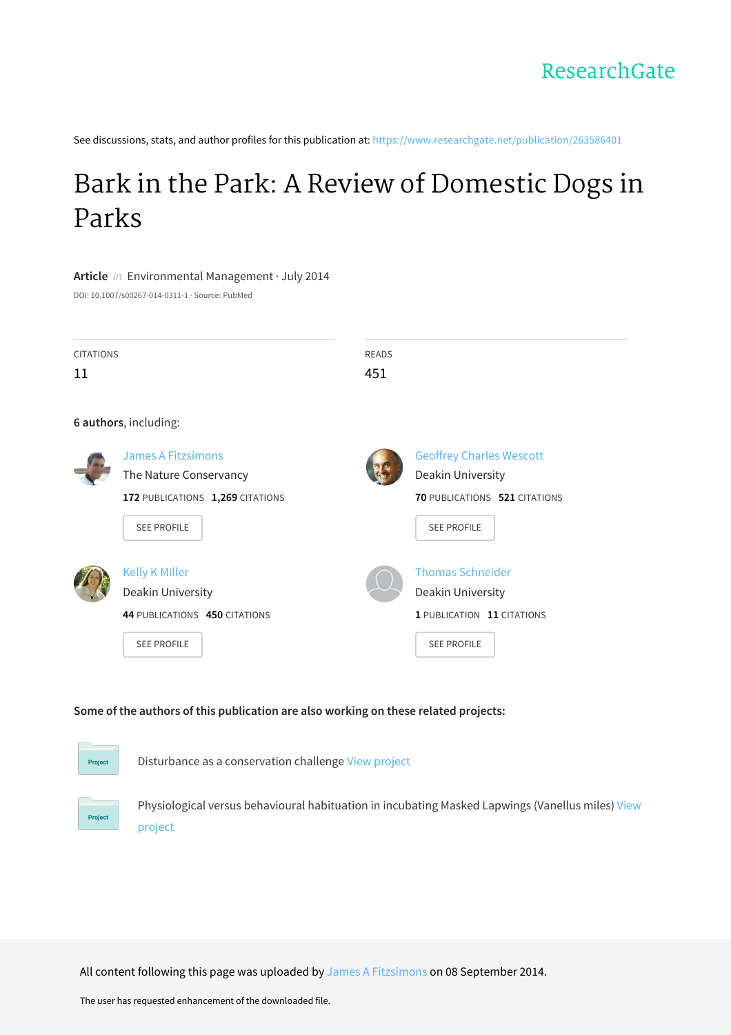ResearchGate

See discussions, stats, and author profiles for this publication at: https://www.researchgate.net/publication/263586401

# Bark in the Park: A Review of Domestic Dogs in Parks

**Article** *in* Environmental Management · July 2014

DOI: 10.1007/s00267-014-0311-1 · Source: PubMed

| CITATIONS | READS |
| --- | --- |
| 11 | 451 |

**6 authors**, including:

**James A Fitzsimons**
The Nature Conservancy
**172** PUBLICATIONS **1,269** CITATIONS
SEE PROFILE

**Geoffrey Charles Wescott**
Deakin University
**70** PUBLICATIONS **521** CITATIONS
SEE PROFILE

**Kelly K Miller**
Deakin University
**44** PUBLICATIONS **450** CITATIONS
SEE PROFILE

**Thomas Schneider**
Deakin University
**1** PUBLICATION **11** CITATIONS
SEE PROFILE

**Some of the authors of this publication are also working on these related projects:**

Project: Disturbance as a conservation challenge View project

Project: Physiological versus behavioural habituation in incubating Masked Lapwings (Vanellus miles) View project

All content following this page was uploaded by James A Fitzsimons on 08 September 2014.

The user has requested enhancement of the downloaded file.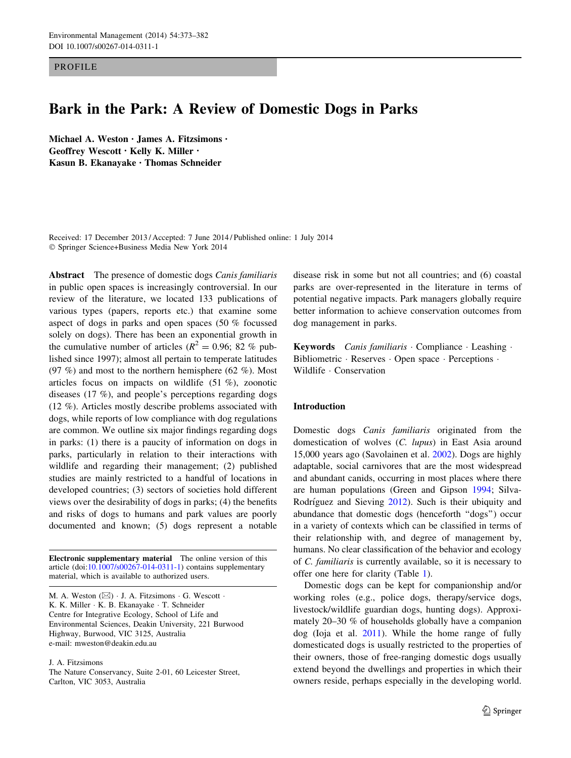PROFILE

# Bark in the Park: A Review of Domestic Dogs in Parks

**Michael A. Weston · James A. Fitzsimons · Geoffrey Wescott · Kelly K. Miller · Kasun B. Ekanayake · Thomas Schneider**

Received: 17 December 2013 / Accepted: 7 June 2014 / Published online: 1 July 2014
© Springer Science+Business Media New York 2014

**Abstract** The presence of domestic dogs *Canis familiaris* in public open spaces is increasingly controversial. In our review of the literature, we located 133 publications of various types (papers, reports etc.) that examine some aspect of dogs in parks and open spaces (50 % focussed solely on dogs). There has been an exponential growth in the cumulative number of articles ($R^2 = 0.96$; 82 % published since 1997); almost all pertain to temperate latitudes (97 %) and most to the northern hemisphere (62 %). Most articles focus on impacts on wildlife (51 %), zoonotic diseases (17 %), and people's perceptions regarding dogs (12 %). Articles mostly describe problems associated with dogs, while reports of low compliance with dog regulations are common. We outline six major findings regarding dogs in parks: (1) there is a paucity of information on dogs in parks, particularly in relation to their interactions with wildlife and regarding their management; (2) published studies are mainly restricted to a handful of locations in developed countries; (3) sectors of societies hold different views over the desirability of dogs in parks; (4) the benefits and risks of dogs to humans and park values are poorly documented and known; (5) dogs represent a notable disease risk in some but not all countries; and (6) coastal parks are over-represented in the literature in terms of potential negative impacts. Park managers globally require better information to achieve conservation outcomes from dog management in parks.

**Keywords** *Canis familiaris* · Compliance · Leashing · Bibliometric · Reserves · Open space · Perceptions · Wildlife · Conservation

**Electronic supplementary material** The online version of this article (doi:10.1007/s00267-014-0311-1) contains supplementary material, which is available to authorized users.

M. A. Weston (✉) · J. A. Fitzsimons · G. Wescott · K. K. Miller · K. B. Ekanayake · T. Schneider
Centre for Integrative Ecology, School of Life and Environmental Sciences, Deakin University, 221 Burwood Highway, Burwood, VIC 3125, Australia
e-mail: mweston@deakin.edu.au

J. A. Fitzsimons
The Nature Conservancy, Suite 2-01, 60 Leicester Street, Carlton, VIC 3053, Australia

## Introduction

Domestic dogs *Canis familiaris* originated from the domestication of wolves (*C. lupus*) in East Asia around 15,000 years ago (Savolainen et al. 2002). Dogs are highly adaptable, social carnivores that are the most widespread and abundant canids, occurring in most places where there are human populations (Green and Gipson 1994; Silva-Rodríguez and Sieving 2012). Such is their ubiquity and abundance that domestic dogs (henceforth "dogs") occur in a variety of contexts which can be classified in terms of their relationship with, and degree of management by, humans. No clear classification of the behavior and ecology of *C. familiaris* is currently available, so it is necessary to offer one here for clarity (Table 1).

Domestic dogs can be kept for companionship and/or working roles (e.g., police dogs, therapy/service dogs, livestock/wildlife guardian dogs, hunting dogs). Approximately 20–30 % of households globally have a companion dog (Ioja et al. 2011). While the home range of fully domesticated dogs is usually restricted to the properties of their owners, those of free-ranging domestic dogs usually extend beyond the dwellings and properties in which their owners reside, perhaps especially in the developing world.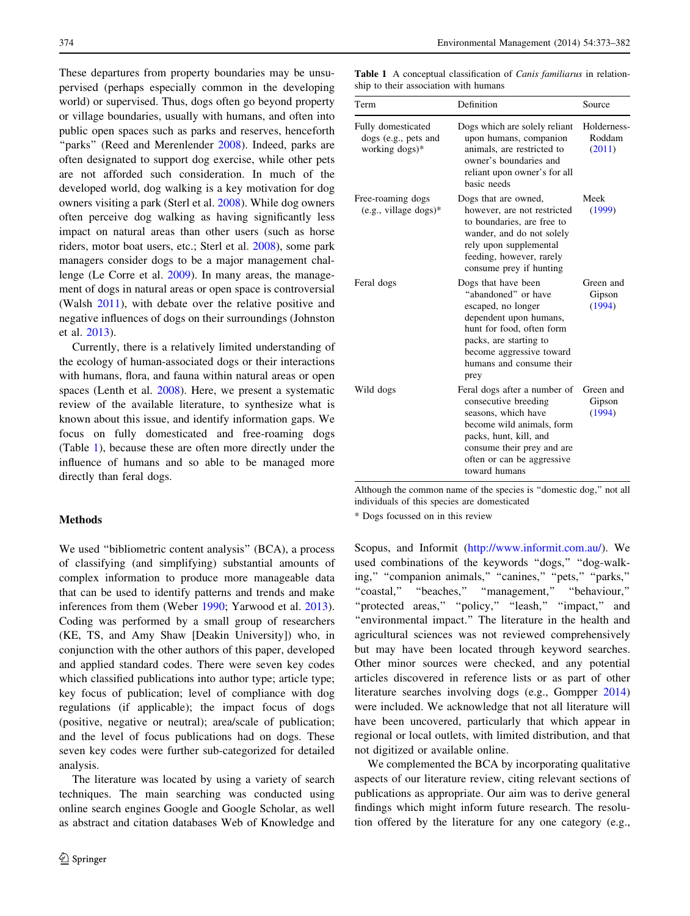These departures from property boundaries may be unsupervised (perhaps especially common in the developing world) or supervised. Thus, dogs often go beyond property or village boundaries, usually with humans, and often into public open spaces such as parks and reserves, henceforth "parks" (Reed and Merenlender 2008). Indeed, parks are often designated to support dog exercise, while other pets are not afforded such consideration. In much of the developed world, dog walking is a key motivation for dog owners visiting a park (Sterl et al. 2008). While dog owners often perceive dog walking as having significantly less impact on natural areas than other users (such as horse riders, motor boat users, etc.; Sterl et al. 2008), some park managers consider dogs to be a major management challenge (Le Corre et al. 2009). In many areas, the management of dogs in natural areas or open space is controversial (Walsh 2011), with debate over the relative positive and negative influences of dogs on their surroundings (Johnston et al. 2013).

Currently, there is a relatively limited understanding of the ecology of human-associated dogs or their interactions with humans, flora, and fauna within natural areas or open spaces (Lenth et al. 2008). Here, we present a systematic review of the available literature, to synthesize what is known about this issue, and identify information gaps. We focus on fully domesticated and free-roaming dogs (Table 1), because these are often more directly under the influence of humans and so able to be managed more directly than feral dogs.

**Table 1** A conceptual classification of *Canis familiarus* in relationship to their association with humans

| Term | Definition | Source |
|---|---|---|
| Fully domesticated dogs (e.g., pets and working dogs)* | Dogs which are solely reliant upon humans, companion animals, are restricted to owner's boundaries and reliant upon owner's for all basic needs | Holderness-Roddam (2011) |
| Free-roaming dogs (e.g., village dogs)* | Dogs that are owned, however, are not restricted to boundaries, are free to wander, and do not solely rely upon supplemental feeding, however, rarely consume prey if hunting | Meek (1999) |
| Feral dogs | Dogs that have been "abandoned" or have escaped, no longer dependent upon humans, hunt for food, often form packs, are starting to become aggressive toward humans and consume their prey | Green and Gipson (1994) |
| Wild dogs | Feral dogs after a number of consecutive breeding seasons, which have become wild animals, form packs, hunt, kill, and consume their prey and are often or can be aggressive toward humans | Green and Gipson (1994) |

Although the common name of the species is "domestic dog," not all individuals of this species are domesticated

\* Dogs focussed on in this review

## Methods

We used "bibliometric content analysis" (BCA), a process of classifying (and simplifying) substantial amounts of complex information to produce more manageable data that can be used to identify patterns and trends and make inferences from them (Weber 1990; Yarwood et al. 2013). Coding was performed by a small group of researchers (KE, TS, and Amy Shaw [Deakin University]) who, in conjunction with the other authors of this paper, developed and applied standard codes. There were seven key codes which classified publications into author type; article type; key focus of publication; level of compliance with dog regulations (if applicable); the impact focus of dogs (positive, negative or neutral); area/scale of publication; and the level of focus publications had on dogs. These seven key codes were further sub-categorized for detailed analysis.

The literature was located by using a variety of search techniques. The main searching was conducted using online search engines Google and Google Scholar, as well as abstract and citation databases Web of Knowledge and Scopus, and Informit (http://www.informit.com.au/). We used combinations of the keywords "dogs," "dog-walking," "companion animals," "canines," "pets," "parks," "coastal," "beaches," "management," "behaviour," "protected areas," "policy," "leash," "impact," and "environmental impact." The literature in the health and agricultural sciences was not reviewed comprehensively but may have been located through keyword searches. Other minor sources were checked, and any potential articles discovered in reference lists or as part of other literature searches involving dogs (e.g., Gompper 2014) were included. We acknowledge that not all literature will have been uncovered, particularly that which appear in regional or local outlets, with limited distribution, and that not digitized or available online.

We complemented the BCA by incorporating qualitative aspects of our literature review, citing relevant sections of publications as appropriate. Our aim was to derive general findings which might inform future research. The resolution offered by the literature for any one category (e.g.,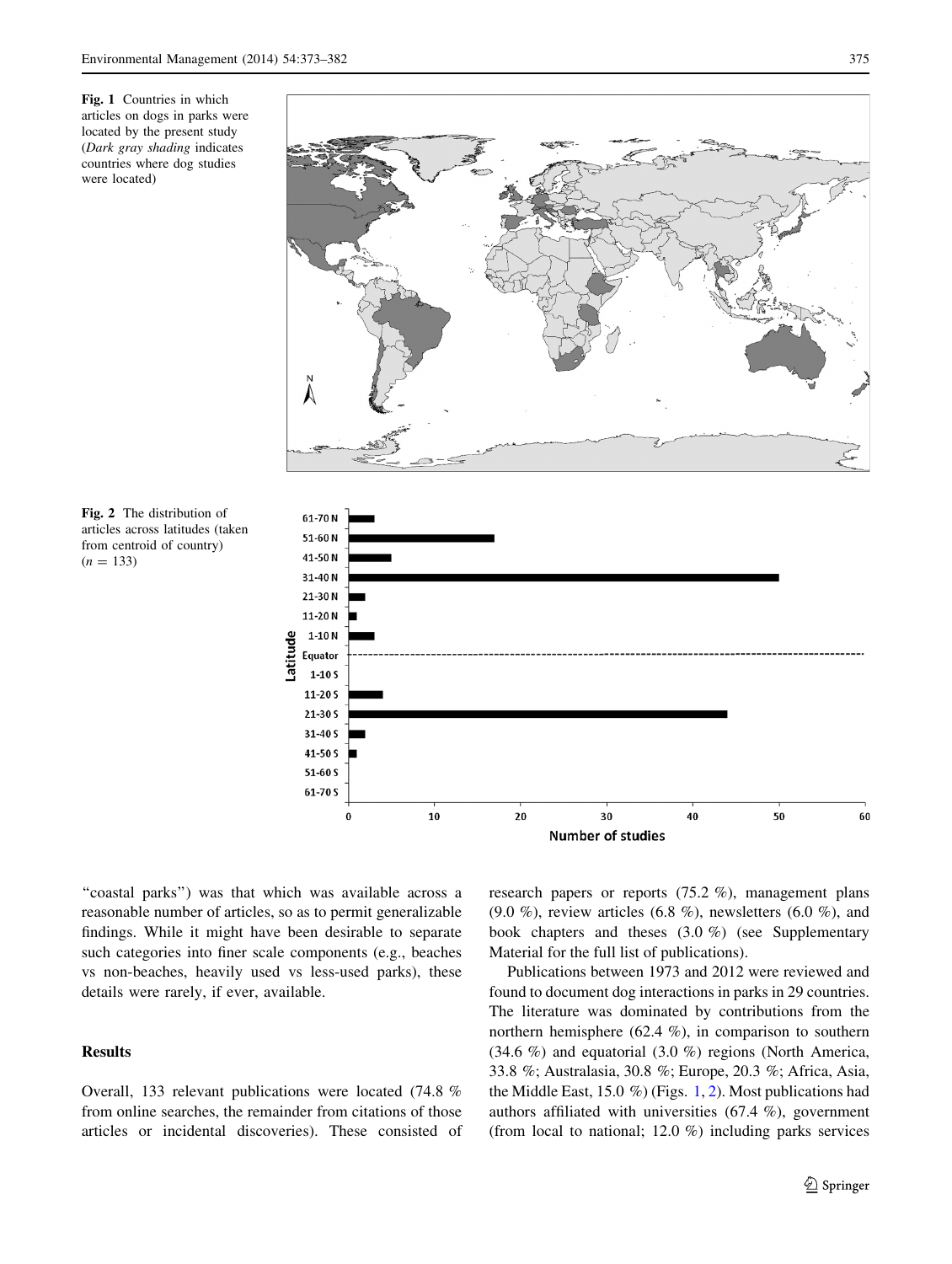Fig. 1 Countries in which articles on dogs in parks were located by the present study (*Dark gray shading* indicates countries where dog studies were located)

Fig. 2 The distribution of articles across latitudes (taken from centroid of country) ($n = 133$)

"coastal parks") was that which was available across a reasonable number of articles, so as to permit generalizable findings. While it might have been desirable to separate such categories into finer scale components (e.g., beaches vs non-beaches, heavily used vs less-used parks), these details were rarely, if ever, available.

## Results

Overall, 133 relevant publications were located (74.8 % from online searches, the remainder from citations of those articles or incidental discoveries). These consisted of research papers or reports (75.2 %), management plans (9.0 %), review articles (6.8 %), newsletters (6.0 %), and book chapters and theses (3.0 %) (see Supplementary Material for the full list of publications).

Publications between 1973 and 2012 were reviewed and found to document dog interactions in parks in 29 countries. The literature was dominated by contributions from the northern hemisphere (62.4 %), in comparison to southern (34.6 %) and equatorial (3.0 %) regions (North America, 33.8 %; Australasia, 30.8 %; Europe, 20.3 %; Africa, Asia, the Middle East, 15.0 %) (Figs. 1, 2). Most publications had authors affiliated with universities (67.4 %), government (from local to national; 12.0 %) including parks services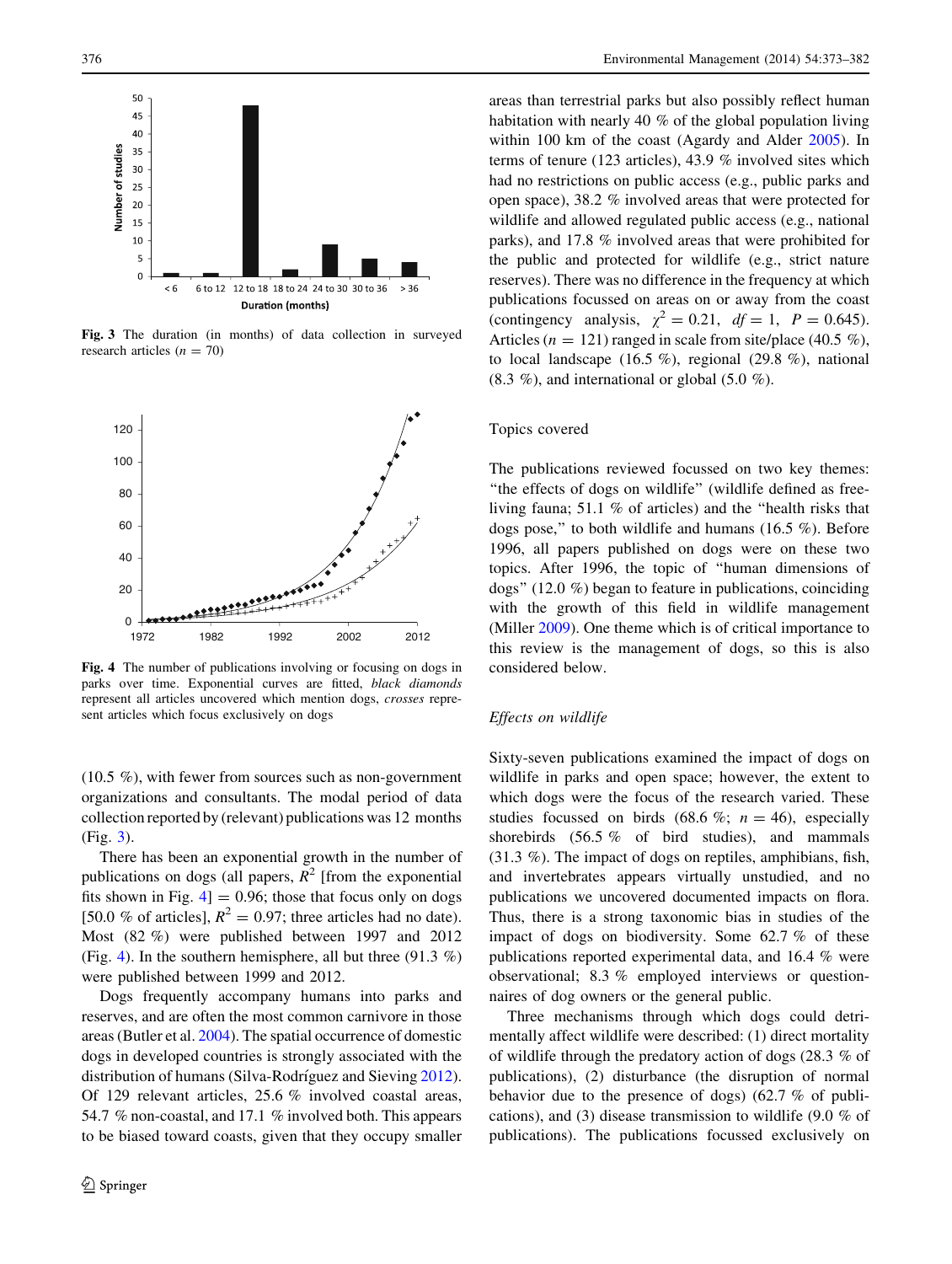Fig. 3 The duration (in months) of data collection in surveyed research articles ($n = 70$)

Fig. 4 The number of publications involving or focusing on dogs in parks over time. Exponential curves are fitted, *black diamonds* represent all articles uncovered which mention dogs, *crosses* represent articles which focus exclusively on dogs

(10.5 %), with fewer from sources such as non-government organizations and consultants. The modal period of data collection reported by (relevant) publications was 12 months (Fig. 3).

There has been an exponential growth in the number of publications on dogs (all papers, $R^2$ [from the exponential fits shown in Fig. 4] = 0.96; those that focus only on dogs [50.0 % of articles], $R^2 = 0.97$; three articles had no date). Most (82 %) were published between 1997 and 2012 (Fig. 4). In the southern hemisphere, all but three (91.3 %) were published between 1999 and 2012.

Dogs frequently accompany humans into parks and reserves, and are often the most common carnivore in those areas (Butler et al. 2004). The spatial occurrence of domestic dogs in developed countries is strongly associated with the distribution of humans (Silva-Rodríguez and Sieving 2012). Of 129 relevant articles, 25.6 % involved coastal areas, 54.7 % non-coastal, and 17.1 % involved both. This appears to be biased toward coasts, given that they occupy smaller areas than terrestrial parks but also possibly reflect human habitation with nearly 40 % of the global population living within 100 km of the coast (Agardy and Alder 2005). In terms of tenure (123 articles), 43.9 % involved sites which had no restrictions on public access (e.g., public parks and open space), 38.2 % involved areas that were protected for wildlife and allowed regulated public access (e.g., national parks), and 17.8 % involved areas that were prohibited for the public and protected for wildlife (e.g., strict nature reserves). There was no difference in the frequency at which publications focussed on areas on or away from the coast (contingency analysis, $\chi^2 = 0.21$, $df = 1$, $P = 0.645$). Articles ($n = 121$) ranged in scale from site/place (40.5 %), to local landscape (16.5 %), regional (29.8 %), national (8.3 %), and international or global (5.0 %).

## Topics covered

The publications reviewed focussed on two key themes: "the effects of dogs on wildlife" (wildlife defined as free-living fauna; 51.1 % of articles) and the "health risks that dogs pose," to both wildlife and humans (16.5 %). Before 1996, all papers published on dogs were on these two topics. After 1996, the topic of "human dimensions of dogs" (12.0 %) began to feature in publications, coinciding with the growth of this field in wildlife management (Miller 2009). One theme which is of critical importance to this review is the management of dogs, so this is also considered below.

### *Effects on wildlife*

Sixty-seven publications examined the impact of dogs on wildlife in parks and open space; however, the extent to which dogs were the focus of the research varied. These studies focussed on birds (68.6 %; $n = 46$), especially shorebirds (56.5 % of bird studies), and mammals (31.3 %). The impact of dogs on reptiles, amphibians, fish, and invertebrates appears virtually unstudied, and no publications we uncovered documented impacts on flora. Thus, there is a strong taxonomic bias in studies of the impact of dogs on biodiversity. Some 62.7 % of these publications reported experimental data, and 16.4 % were observational; 8.3 % employed interviews or questionnaires of dog owners or the general public.

Three mechanisms through which dogs could detrimentally affect wildlife were described: (1) direct mortality of wildlife through the predatory action of dogs (28.3 % of publications), (2) disturbance (the disruption of normal behavior due to the presence of dogs) (62.7 % of publications), and (3) disease transmission to wildlife (9.0 % of publications). The publications focussed exclusively on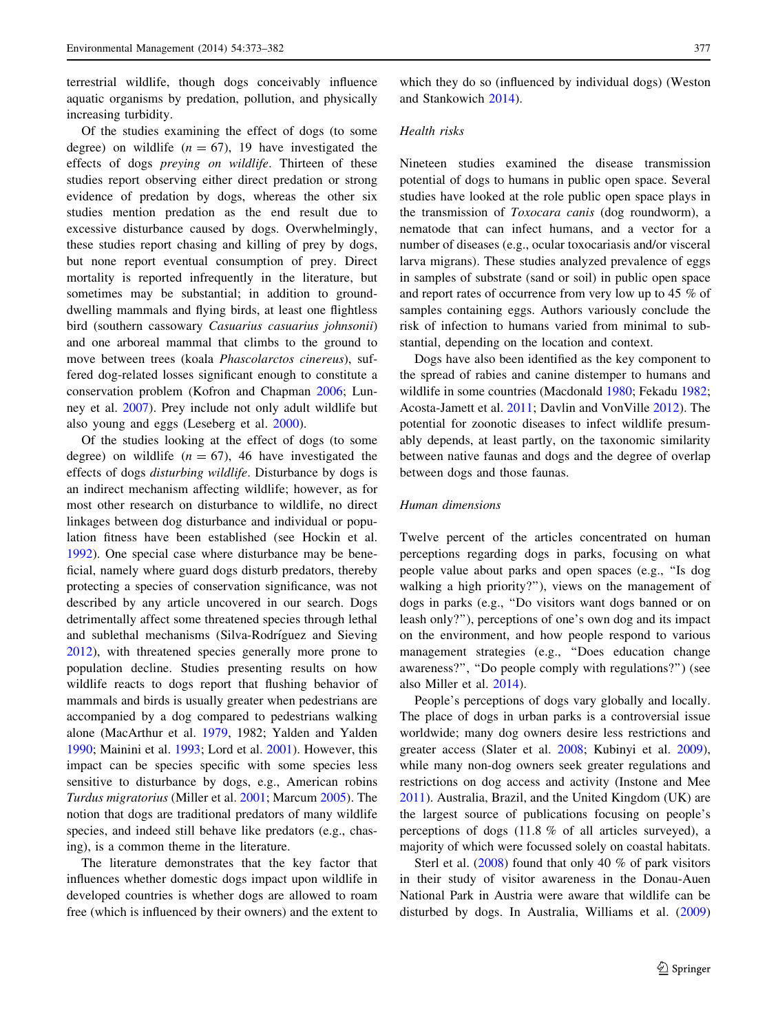terrestrial wildlife, though dogs conceivably influence aquatic organisms by predation, pollution, and physically increasing turbidity.

Of the studies examining the effect of dogs (to some degree) on wildlife ($n = 67$), 19 have investigated the effects of dogs *preying on wildlife*. Thirteen of these studies report observing either direct predation or strong evidence of predation by dogs, whereas the other six studies mention predation as the end result due to excessive disturbance caused by dogs. Overwhelmingly, these studies report chasing and killing of prey by dogs, but none report eventual consumption of prey. Direct mortality is reported infrequently in the literature, but sometimes may be substantial; in addition to ground-dwelling mammals and flying birds, at least one flightless bird (southern cassowary *Casuarius casuarius johnsonii*) and one arboreal mammal that climbs to the ground to move between trees (koala *Phascolarctos cinereus*), suffered dog-related losses significant enough to constitute a conservation problem (Kofron and Chapman 2006; Lunney et al. 2007). Prey include not only adult wildlife but also young and eggs (Leseberg et al. 2000).

Of the studies looking at the effect of dogs (to some degree) on wildlife ($n = 67$), 46 have investigated the effects of dogs *disturbing wildlife*. Disturbance by dogs is an indirect mechanism affecting wildlife; however, as for most other research on disturbance to wildlife, no direct linkages between dog disturbance and individual or population fitness have been established (see Hockin et al. 1992). One special case where disturbance may be beneficial, namely where guard dogs disturb predators, thereby protecting a species of conservation significance, was not described by any article uncovered in our search. Dogs detrimentally affect some threatened species through lethal and sublethal mechanisms (Silva-Rodríguez and Sieving 2012), with threatened species generally more prone to population decline. Studies presenting results on how wildlife reacts to dogs report that flushing behavior of mammals and birds is usually greater when pedestrians are accompanied by a dog compared to pedestrians walking alone (MacArthur et al. 1979, 1982; Yalden and Yalden 1990; Mainini et al. 1993; Lord et al. 2001). However, this impact can be species specific with some species less sensitive to disturbance by dogs, e.g., American robins *Turdus migratorius* (Miller et al. 2001; Marcum 2005). The notion that dogs are traditional predators of many wildlife species, and indeed still behave like predators (e.g., chasing), is a common theme in the literature.

The literature demonstrates that the key factor that influences whether domestic dogs impact upon wildlife in developed countries is whether dogs are allowed to roam free (which is influenced by their owners) and the extent to which they do so (influenced by individual dogs) (Weston and Stankowich 2014).

### Health risks

Nineteen studies examined the disease transmission potential of dogs to humans in public open space. Several studies have looked at the role public open space plays in the transmission of *Toxocara canis* (dog roundworm), a nematode that can infect humans, and a vector for a number of diseases (e.g., ocular toxocariasis and/or visceral larva migrans). These studies analyzed prevalence of eggs in samples of substrate (sand or soil) in public open space and report rates of occurrence from very low up to 45 % of samples containing eggs. Authors variously conclude the risk of infection to humans varied from minimal to substantial, depending on the location and context.

Dogs have also been identified as the key component to the spread of rabies and canine distemper to humans and wildlife in some countries (Macdonald 1980; Fekadu 1982; Acosta-Jamett et al. 2011; Davlin and VonVille 2012). The potential for zoonotic diseases to infect wildlife presumably depends, at least partly, on the taxonomic similarity between native faunas and dogs and the degree of overlap between dogs and those faunas.

### Human dimensions

Twelve percent of the articles concentrated on human perceptions regarding dogs in parks, focusing on what people value about parks and open spaces (e.g., "Is dog walking a high priority?"), views on the management of dogs in parks (e.g., "Do visitors want dogs banned or on leash only?"), perceptions of one's own dog and its impact on the environment, and how people respond to various management strategies (e.g., "Does education change awareness?", "Do people comply with regulations?") (see also Miller et al. 2014).

People's perceptions of dogs vary globally and locally. The place of dogs in urban parks is a controversial issue worldwide; many dog owners desire less restrictions and greater access (Slater et al. 2008; Kubinyi et al. 2009), while many non-dog owners seek greater regulations and restrictions on dog access and activity (Instone and Mee 2011). Australia, Brazil, and the United Kingdom (UK) are the largest source of publications focusing on people's perceptions of dogs (11.8 % of all articles surveyed), a majority of which were focussed solely on coastal habitats.

Sterl et al. (2008) found that only 40 % of park visitors in their study of visitor awareness in the Donau-Auen National Park in Austria were aware that wildlife can be disturbed by dogs. In Australia, Williams et al. (2009)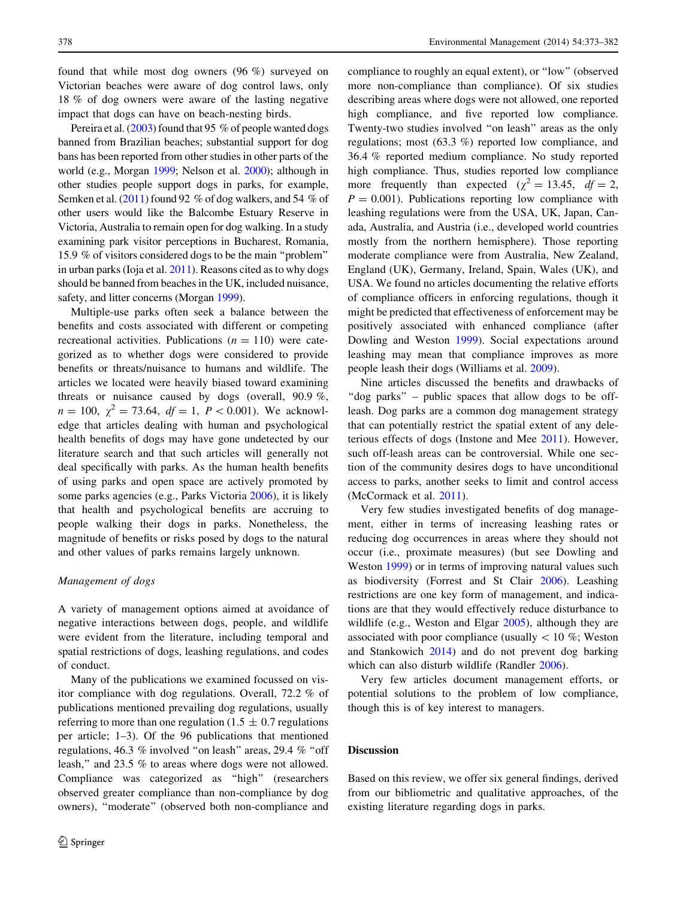found that while most dog owners (96 %) surveyed on Victorian beaches were aware of dog control laws, only 18 % of dog owners were aware of the lasting negative impact that dogs can have on beach-nesting birds.

Pereira et al. (2003) found that 95 % of people wanted dogs banned from Brazilian beaches; substantial support for dog bans has been reported from other studies in other parts of the world (e.g., Morgan 1999; Nelson et al. 2000); although in other studies people support dogs in parks, for example, Semken et al. (2011) found 92 % of dog walkers, and 54 % of other users would like the Balcombe Estuary Reserve in Victoria, Australia to remain open for dog walking. In a study examining park visitor perceptions in Bucharest, Romania, 15.9 % of visitors considered dogs to be the main "problem" in urban parks (Ioja et al. 2011). Reasons cited as to why dogs should be banned from beaches in the UK, included nuisance, safety, and litter concerns (Morgan 1999).

Multiple-use parks often seek a balance between the benefits and costs associated with different or competing recreational activities. Publications ($n = 110$) were categorized as to whether dogs were considered to provide benefits or threats/nuisance to humans and wildlife. The articles we located were heavily biased toward examining threats or nuisance caused by dogs (overall, 90.9 %, $n = 100$, $\chi^2 = 73.64$, $df = 1$, $P < 0.001$). We acknowledge that articles dealing with human and psychological health benefits of dogs may have gone undetected by our literature search and that such articles will generally not deal specifically with parks. As the human health benefits of using parks and open space are actively promoted by some parks agencies (e.g., Parks Victoria 2006), it is likely that health and psychological benefits are accruing to people walking their dogs in parks. Nonetheless, the magnitude of benefits or risks posed by dogs to the natural and other values of parks remains largely unknown.

### *Management of dogs*

A variety of management options aimed at avoidance of negative interactions between dogs, people, and wildlife were evident from the literature, including temporal and spatial restrictions of dogs, leashing regulations, and codes of conduct.

Many of the publications we examined focussed on visitor compliance with dog regulations. Overall, 72.2 % of publications mentioned prevailing dog regulations, usually referring to more than one regulation (1.5 ± 0.7 regulations per article; 1–3). Of the 96 publications that mentioned regulations, 46.3 % involved "on leash" areas, 29.4 % "off leash," and 23.5 % to areas where dogs were not allowed. Compliance was categorized as "high" (researchers observed greater compliance than non-compliance by dog owners), "moderate" (observed both non-compliance and compliance to roughly an equal extent), or "low" (observed more non-compliance than compliance). Of six studies describing areas where dogs were not allowed, one reported high compliance, and five reported low compliance. Twenty-two studies involved "on leash" areas as the only regulations; most (63.3 %) reported low compliance, and 36.4 % reported medium compliance. No study reported high compliance. Thus, studies reported low compliance more frequently than expected ($\chi^2 = 13.45$, $df = 2$, $P = 0.001$). Publications reporting low compliance with leashing regulations were from the USA, UK, Japan, Canada, Australia, and Austria (i.e., developed world countries mostly from the northern hemisphere). Those reporting moderate compliance were from Australia, New Zealand, England (UK), Germany, Ireland, Spain, Wales (UK), and USA. We found no articles documenting the relative efforts of compliance officers in enforcing regulations, though it might be predicted that effectiveness of enforcement may be positively associated with enhanced compliance (after Dowling and Weston 1999). Social expectations around leashing may mean that compliance improves as more people leash their dogs (Williams et al. 2009).

Nine articles discussed the benefits and drawbacks of "dog parks" – public spaces that allow dogs to be off-leash. Dog parks are a common dog management strategy that can potentially restrict the spatial extent of any deleterious effects of dogs (Instone and Mee 2011). However, such off-leash areas can be controversial. While one section of the community desires dogs to have unconditional access to parks, another seeks to limit and control access (McCormack et al. 2011).

Very few studies investigated benefits of dog management, either in terms of increasing leashing rates or reducing dog occurrences in areas where they should not occur (i.e., proximate measures) (but see Dowling and Weston 1999) or in terms of improving natural values such as biodiversity (Forrest and St Clair 2006). Leashing restrictions are one key form of management, and indications are that they would effectively reduce disturbance to wildlife (e.g., Weston and Elgar 2005), although they are associated with poor compliance (usually < 10 %; Weston and Stankowich 2014) and do not prevent dog barking which can also disturb wildlife (Randler 2006).

Very few articles document management efforts, or potential solutions to the problem of low compliance, though this is of key interest to managers.

## Discussion

Based on this review, we offer six general findings, derived from our bibliometric and qualitative approaches, of the existing literature regarding dogs in parks.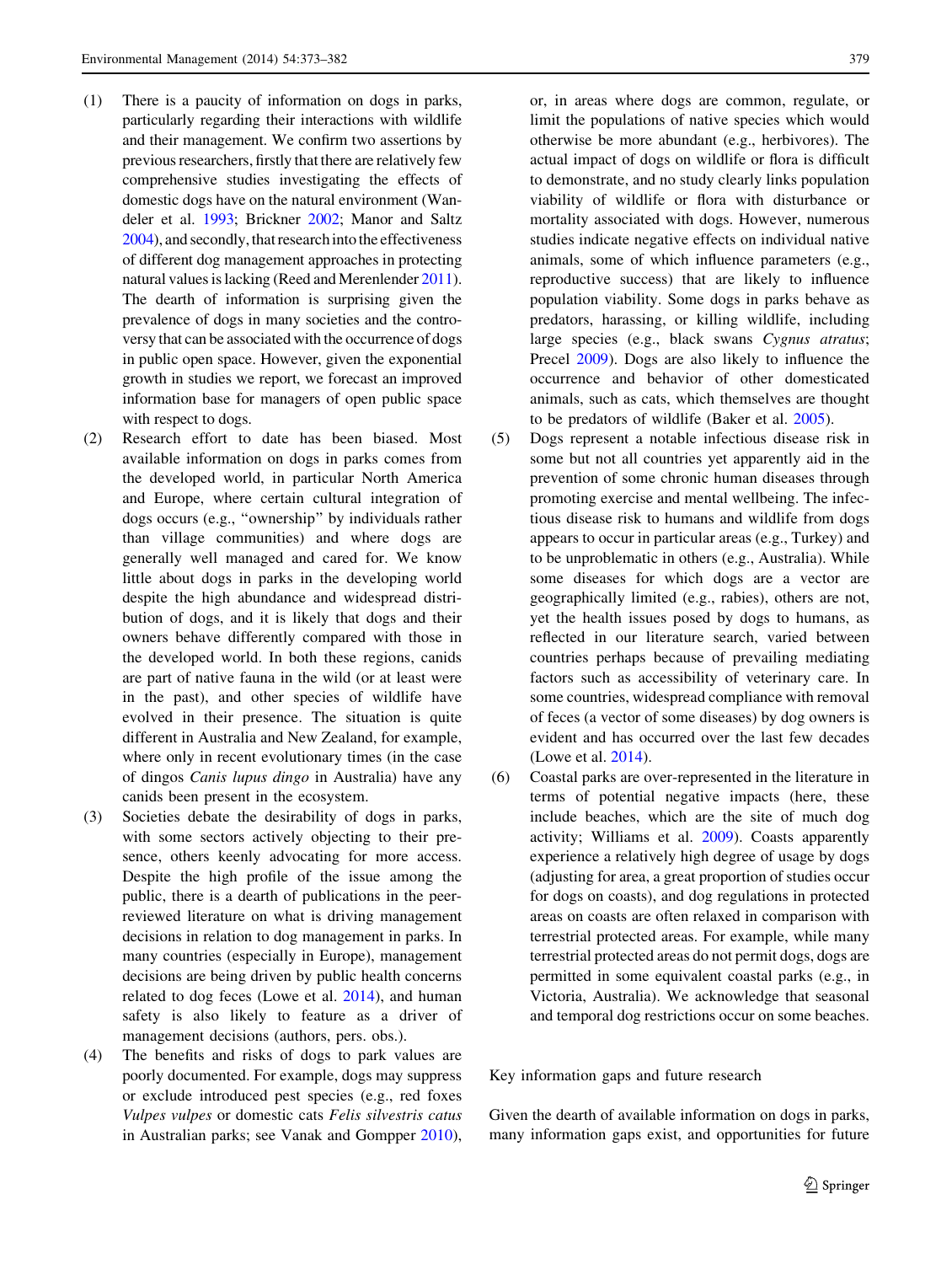(1) There is a paucity of information on dogs in parks, particularly regarding their interactions with wildlife and their management. We confirm two assertions by previous researchers, firstly that there are relatively few comprehensive studies investigating the effects of domestic dogs have on the natural environment (Wandeler et al. 1993; Brickner 2002; Manor and Saltz 2004), and secondly, that research into the effectiveness of different dog management approaches in protecting natural values is lacking (Reed and Merenlender 2011). The dearth of information is surprising given the prevalence of dogs in many societies and the controversy that can be associated with the occurrence of dogs in public open space. However, given the exponential growth in studies we report, we forecast an improved information base for managers of open public space with respect to dogs.

(2) Research effort to date has been biased. Most available information on dogs in parks comes from the developed world, in particular North America and Europe, where certain cultural integration of dogs occurs (e.g., "ownership" by individuals rather than village communities) and where dogs are generally well managed and cared for. We know little about dogs in parks in the developing world despite the high abundance and widespread distribution of dogs, and it is likely that dogs and their owners behave differently compared with those in the developed world. In both these regions, canids are part of native fauna in the wild (or at least were in the past), and other species of wildlife have evolved in their presence. The situation is quite different in Australia and New Zealand, for example, where only in recent evolutionary times (in the case of dingos *Canis lupus dingo* in Australia) have any canids been present in the ecosystem.

(3) Societies debate the desirability of dogs in parks, with some sectors actively objecting to their presence, others keenly advocating for more access. Despite the high profile of the issue among the public, there is a dearth of publications in the peer-reviewed literature on what is driving management decisions in relation to dog management in parks. In many countries (especially in Europe), management decisions are being driven by public health concerns related to dog feces (Lowe et al. 2014), and human safety is also likely to feature as a driver of management decisions (authors, pers. obs.).

(4) The benefits and risks of dogs to park values are poorly documented. For example, dogs may suppress or exclude introduced pest species (e.g., red foxes *Vulpes vulpes* or domestic cats *Felis silvestris catus* in Australian parks; see Vanak and Gompper 2010), or, in areas where dogs are common, regulate, or limit the populations of native species which would otherwise be more abundant (e.g., herbivores). The actual impact of dogs on wildlife or flora is difficult to demonstrate, and no study clearly links population viability of wildlife or flora with disturbance or mortality associated with dogs. However, numerous studies indicate negative effects on individual native animals, some of which influence parameters (e.g., reproductive success) that are likely to influence population viability. Some dogs in parks behave as predators, harassing, or killing wildlife, including large species (e.g., black swans *Cygnus atratus*; Precel 2009). Dogs are also likely to influence the occurrence and behavior of other domesticated animals, such as cats, which themselves are thought to be predators of wildlife (Baker et al. 2005).

(5) Dogs represent a notable infectious disease risk in some but not all countries yet apparently aid in the prevention of some chronic human diseases through promoting exercise and mental wellbeing. The infectious disease risk to humans and wildlife from dogs appears to occur in particular areas (e.g., Turkey) and to be unproblematic in others (e.g., Australia). While some diseases for which dogs are a vector are geographically limited (e.g., rabies), others are not, yet the health issues posed by dogs to humans, as reflected in our literature search, varied between countries perhaps because of prevailing mediating factors such as accessibility of veterinary care. In some countries, widespread compliance with removal of feces (a vector of some diseases) by dog owners is evident and has occurred over the last few decades (Lowe et al. 2014).

(6) Coastal parks are over-represented in the literature in terms of potential negative impacts (here, these include beaches, which are the site of much dog activity; Williams et al. 2009). Coasts apparently experience a relatively high degree of usage by dogs (adjusting for area, a great proportion of studies occur for dogs on coasts), and dog regulations in protected areas on coasts are often relaxed in comparison with terrestrial protected areas. For example, while many terrestrial protected areas do not permit dogs, dogs are permitted in some equivalent coastal parks (e.g., in Victoria, Australia). We acknowledge that seasonal and temporal dog restrictions occur on some beaches.

## Key information gaps and future research

Given the dearth of available information on dogs in parks, many information gaps exist, and opportunities for future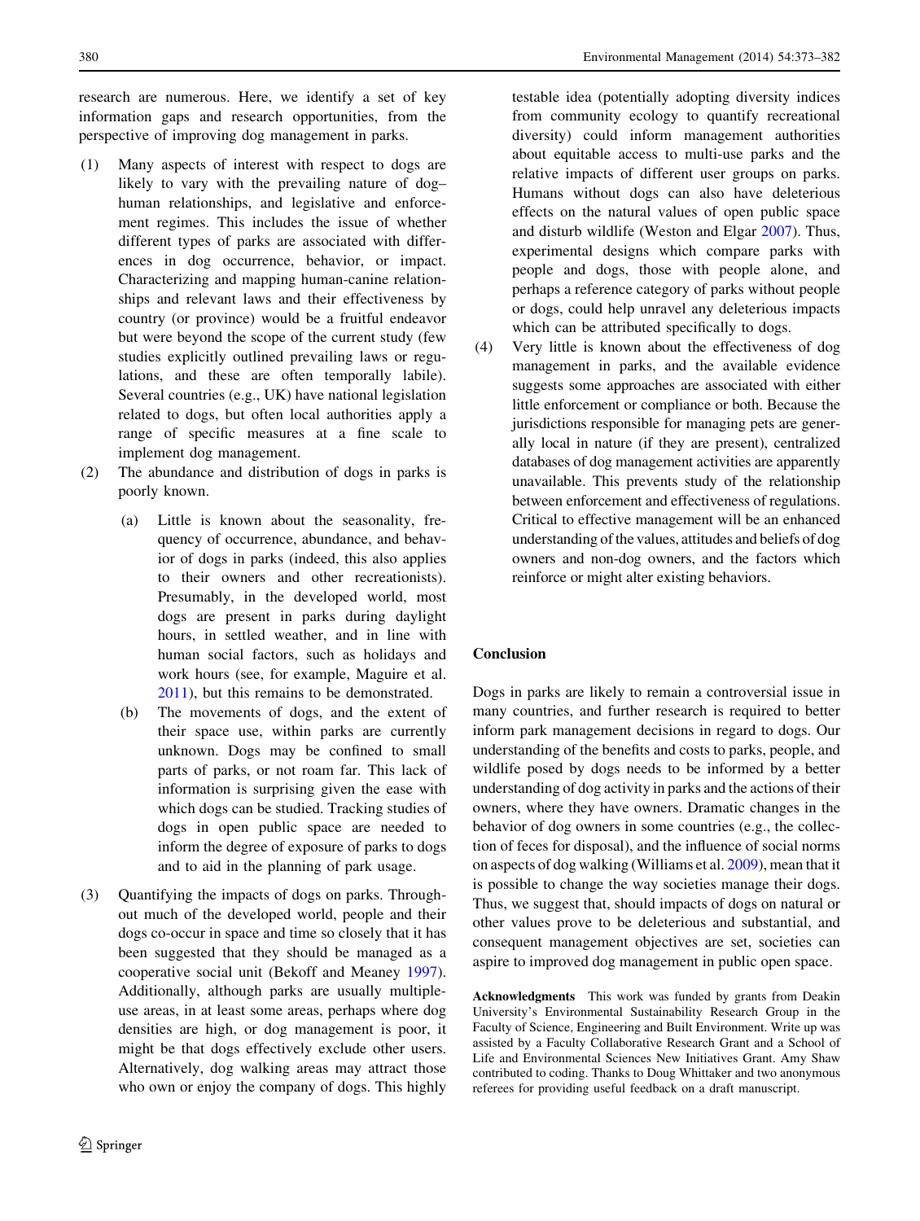research are numerous. Here, we identify a set of key information gaps and research opportunities, from the perspective of improving dog management in parks.

(1) Many aspects of interest with respect to dogs are likely to vary with the prevailing nature of dog–human relationships, and legislative and enforcement regimes. This includes the issue of whether different types of parks are associated with differences in dog occurrence, behavior, or impact. Characterizing and mapping human-canine relationships and relevant laws and their effectiveness by country (or province) would be a fruitful endeavor but were beyond the scope of the current study (few studies explicitly outlined prevailing laws or regulations, and these are often temporally labile). Several countries (e.g., UK) have national legislation related to dogs, but often local authorities apply a range of specific measures at a fine scale to implement dog management.

(2) The abundance and distribution of dogs in parks is poorly known.

   (a) Little is known about the seasonality, frequency of occurrence, abundance, and behavior of dogs in parks (indeed, this also applies to their owners and other recreationists). Presumably, in the developed world, most dogs are present in parks during daylight hours, in settled weather, and in line with human social factors, such as holidays and work hours (see, for example, Maguire et al. 2011), but this remains to be demonstrated.

   (b) The movements of dogs, and the extent of their space use, within parks are currently unknown. Dogs may be confined to small parts of parks, or not roam far. This lack of information is surprising given the ease with which dogs can be studied. Tracking studies of dogs in open public space are needed to inform the degree of exposure of parks to dogs and to aid in the planning of park usage.

(3) Quantifying the impacts of dogs on parks. Throughout much of the developed world, people and their dogs co-occur in space and time so closely that it has been suggested that they should be managed as a cooperative social unit (Bekoff and Meaney 1997). Additionally, although parks are usually multiple-use areas, in at least some areas, perhaps where dog densities are high, or dog management is poor, it might be that dogs effectively exclude other users. Alternatively, dog walking areas may attract those who own or enjoy the company of dogs. This highly testable idea (potentially adopting diversity indices from community ecology to quantify recreational diversity) could inform management authorities about equitable access to multi-use parks and the relative impacts of different user groups on parks. Humans without dogs can also have deleterious effects on the natural values of open public space and disturb wildlife (Weston and Elgar 2007). Thus, experimental designs which compare parks with people and dogs, those with people alone, and perhaps a reference category of parks without people or dogs, could help unravel any deleterious impacts which can be attributed specifically to dogs.

(4) Very little is known about the effectiveness of dog management in parks, and the available evidence suggests some approaches are associated with either little enforcement or compliance or both. Because the jurisdictions responsible for managing pets are generally local in nature (if they are present), centralized databases of dog management activities are apparently unavailable. This prevents study of the relationship between enforcement and effectiveness of regulations. Critical to effective management will be an enhanced understanding of the values, attitudes and beliefs of dog owners and non-dog owners, and the factors which reinforce or might alter existing behaviors.

## Conclusion

Dogs in parks are likely to remain a controversial issue in many countries, and further research is required to better inform park management decisions in regard to dogs. Our understanding of the benefits and costs to parks, people, and wildlife posed by dogs needs to be informed by a better understanding of dog activity in parks and the actions of their owners, where they have owners. Dramatic changes in the behavior of dog owners in some countries (e.g., the collection of feces for disposal), and the influence of social norms on aspects of dog walking (Williams et al. 2009), mean that it is possible to change the way societies manage their dogs. Thus, we suggest that, should impacts of dogs on natural or other values prove to be deleterious and substantial, and consequent management objectives are set, societies can aspire to improved dog management in public open space.

**Acknowledgments** This work was funded by grants from Deakin University's Environmental Sustainability Research Group in the Faculty of Science, Engineering and Built Environment. Write up was assisted by a Faculty Collaborative Research Grant and a School of Life and Environmental Sciences New Initiatives Grant. Amy Shaw contributed to coding. Thanks to Doug Whittaker and two anonymous referees for providing useful feedback on a draft manuscript.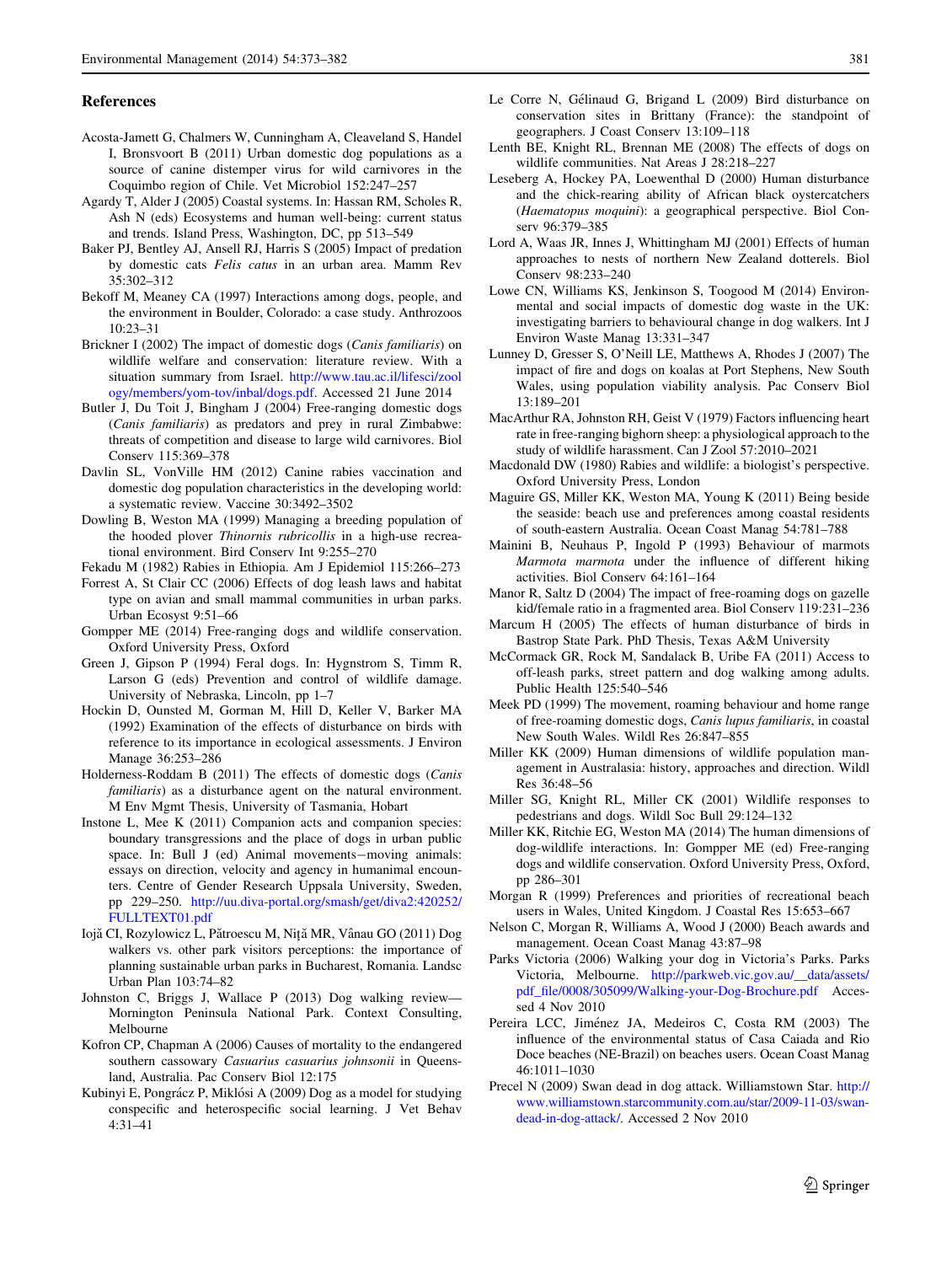## References

Acosta-Jamett G, Chalmers W, Cunningham A, Cleaveland S, Handel I, Bronsvoort B (2011) Urban domestic dog populations as a source of canine distemper virus for wild carnivores in the Coquimbo region of Chile. Vet Microbiol 152:247–257

Agardy T, Alder J (2005) Coastal systems. In: Hassan RM, Scholes R, Ash N (eds) Ecosystems and human well-being: current status and trends. Island Press, Washington, DC, pp 513–549

Baker PJ, Bentley AJ, Ansell RJ, Harris S (2005) Impact of predation by domestic cats *Felis catus* in an urban area. Mamm Rev 35:302–312

Bekoff M, Meaney CA (1997) Interactions among dogs, people, and the environment in Boulder, Colorado: a case study. Anthrozoos 10:23–31

Brickner I (2002) The impact of domestic dogs (*Canis familiaris*) on wildlife welfare and conservation: literature review. With a situation summary from Israel. http://www.tau.ac.il/lifesci/zoology/members/yom-tov/inbal/dogs.pdf. Accessed 21 June 2014

Butler J, Du Toit J, Bingham J (2004) Free-ranging domestic dogs (*Canis familiaris*) as predators and prey in rural Zimbabwe: threats of competition and disease to large wild carnivores. Biol Conserv 115:369–378

Davlin SL, VonVille HM (2012) Canine rabies vaccination and domestic dog population characteristics in the developing world: a systematic review. Vaccine 30:3492–3502

Dowling B, Weston MA (1999) Managing a breeding population of the hooded plover *Thinornis rubricollis* in a high-use recreational environment. Bird Conserv Int 9:255–270

Fekadu M (1982) Rabies in Ethiopia. Am J Epidemiol 115:266–273

Forrest A, St Clair CC (2006) Effects of dog leash laws and habitat type on avian and small mammal communities in urban parks. Urban Ecosyst 9:51–66

Gompper ME (2014) Free-ranging dogs and wildlife conservation. Oxford University Press, Oxford

Green J, Gipson P (1994) Feral dogs. In: Hygnstrom S, Timm R, Larson G (eds) Prevention and control of wildlife damage. University of Nebraska, Lincoln, pp 1–7

Hockin D, Ounsted M, Gorman M, Hill D, Keller V, Barker MA (1992) Examination of the effects of disturbance on birds with reference to its importance in ecological assessments. J Environ Manage 36:253–286

Holderness-Roddam B (2011) The effects of domestic dogs (*Canis familiaris*) as a disturbance agent on the natural environment. M Env Mgmt Thesis, University of Tasmania, Hobart

Instone L, Mee K (2011) Companion acts and companion species: boundary transgressions and the place of dogs in urban public space. In: Bull J (ed) Animal movements—moving animals: essays on direction, velocity and agency in humanimal encounters. Centre of Gender Research Uppsala University, Sweden, pp 229–250. http://uu.diva-portal.org/smash/get/diva2:420252/FULLTEXT01.pdf

Iojă CI, Rozylowicz L, Pătroescu M, Niță MR, Vânau GO (2011) Dog walkers vs. other park visitors perceptions: the importance of planning sustainable urban parks in Bucharest, Romania. Landsc Urban Plan 103:74–82

Johnston C, Briggs J, Wallace P (2013) Dog walking review—Mornington Peninsula National Park. Context Consulting, Melbourne

Kofron CP, Chapman A (2006) Causes of mortality to the endangered southern cassowary *Casuarius casuarius johnsonii* in Queensland, Australia. Pac Conserv Biol 12:175

Kubinyi E, Pongrácz P, Miklósi A (2009) Dog as a model for studying conspecific and heterospecific social learning. J Vet Behav 4:31–41

Le Corre N, Gélinaud G, Brigand L (2009) Bird disturbance on conservation sites in Brittany (France): the standpoint of geographers. J Coast Conserv 13:109–118

Lenth BE, Knight RL, Brennan ME (2008) The effects of dogs on wildlife communities. Nat Areas J 28:218–227

Leseberg A, Hockey PA, Loewenthal D (2000) Human disturbance and the chick-rearing ability of African black oystercatchers (*Haematopus moquini*): a geographical perspective. Biol Conserv 96:379–385

Lord A, Waas JR, Innes J, Whittingham MJ (2001) Effects of human approaches to nests of northern New Zealand dotterels. Biol Conserv 98:233–240

Lowe CN, Williams KS, Jenkinson S, Toogood M (2014) Environmental and social impacts of domestic dog waste in the UK: investigating barriers to behavioural change in dog walkers. Int J Environ Waste Manag 13:331–347

Lunney D, Gresser S, O'Neill LE, Matthews A, Rhodes J (2007) The impact of fire and dogs on koalas at Port Stephens, New South Wales, using population viability analysis. Pac Conserv Biol 13:189–201

MacArthur RA, Johnston RH, Geist V (1979) Factors influencing heart rate in free-ranging bighorn sheep: a physiological approach to the study of wildlife harassment. Can J Zool 57:2010–2021

Macdonald DW (1980) Rabies and wildlife: a biologist's perspective. Oxford University Press, London

Maguire GS, Miller KK, Weston MA, Young K (2011) Being beside the seaside: beach use and preferences among coastal residents of south-eastern Australia. Ocean Coast Manag 54:781–788

Mainini B, Neuhaus P, Ingold P (1993) Behaviour of marmots *Marmota marmota* under the influence of different hiking activities. Biol Conserv 64:161–164

Manor R, Saltz D (2004) The impact of free-roaming dogs on gazelle kid/female ratio in a fragmented area. Biol Conserv 119:231–236

Marcum H (2005) The effects of human disturbance of birds in Bastrop State Park. PhD Thesis, Texas A&M University

McCormack GR, Rock M, Sandalack B, Uribe FA (2011) Access to off-leash parks, street pattern and dog walking among adults. Public Health 125:540–546

Meek PD (1999) The movement, roaming behaviour and home range of free-roaming domestic dogs, *Canis lupus familiaris*, in coastal New South Wales. Wildl Res 26:847–855

Miller KK (2009) Human dimensions of wildlife population management in Australasia: history, approaches and direction. Wildl Res 36:48–56

Miller SG, Knight RL, Miller CK (2001) Wildlife responses to pedestrians and dogs. Wildl Soc Bull 29:124–132

Miller KK, Ritchie EG, Weston MA (2014) The human dimensions of dog-wildlife interactions. In: Gompper ME (ed) Free-ranging dogs and wildlife conservation. Oxford University Press, Oxford, pp 286–301

Morgan R (1999) Preferences and priorities of recreational beach users in Wales, United Kingdom. J Coastal Res 15:653–667

Nelson C, Morgan R, Williams A, Wood J (2000) Beach awards and management. Ocean Coast Manag 43:87–98

Parks Victoria (2006) Walking your dog in Victoria's Parks. Parks Victoria, Melbourne. http://parkweb.vic.gov.au/__data/assets/pdf_file/0008/305099/Walking-your-Dog-Brochure.pdf Accessed 4 Nov 2010

Pereira LCC, Jiménez JA, Medeiros C, Costa RM (2003) The influence of the environmental status of Casa Caiada and Rio Doce beaches (NE-Brazil) on beaches users. Ocean Coast Manag 46:1011–1030

Precel N (2009) Swan dead in dog attack. Williamstown Star. http://www.williamstown.starcommunity.com.au/star/2009-11-03/swan-dead-in-dog-attack/. Accessed 2 Nov 2010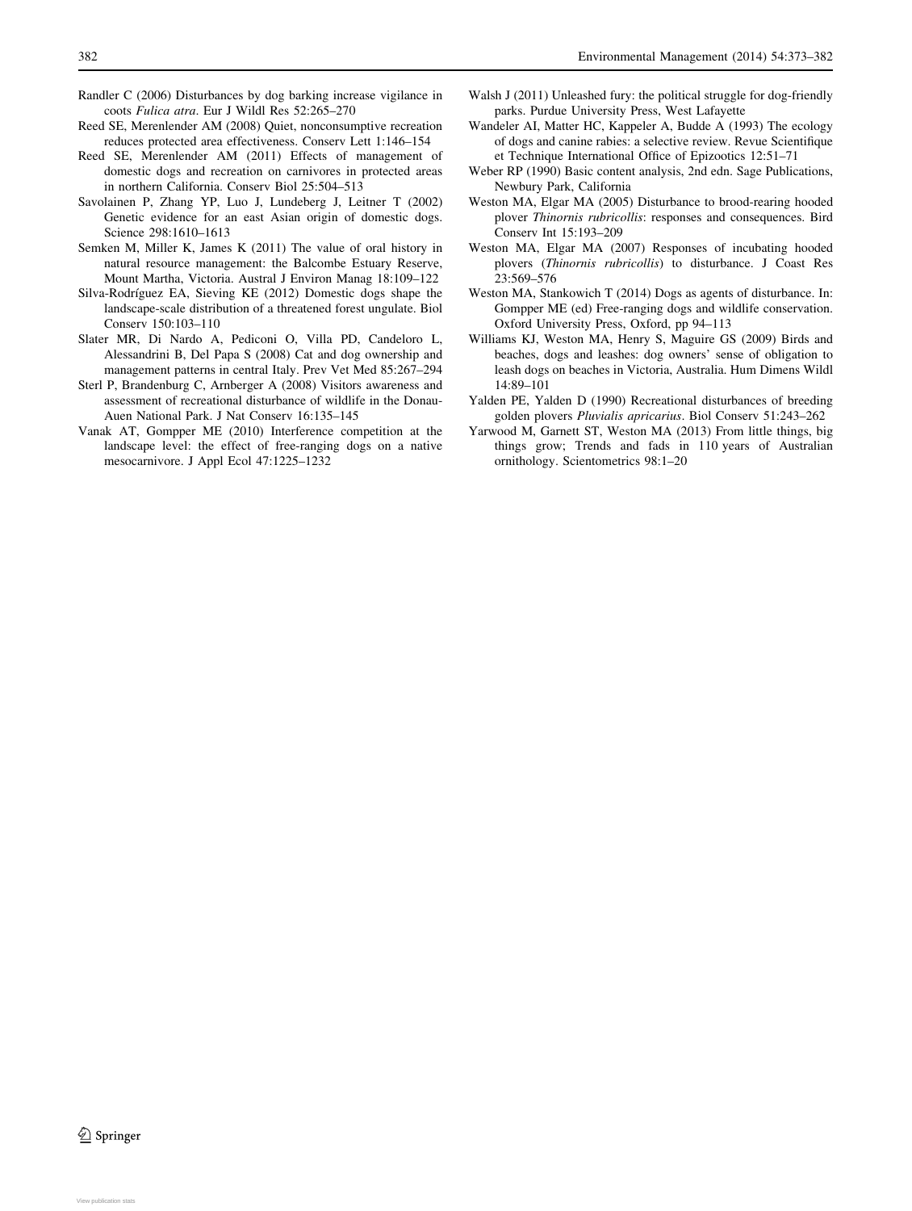Randler C (2006) Disturbances by dog barking increase vigilance in coots *Fulica atra*. Eur J Wildl Res 52:265–270

Reed SE, Merenlender AM (2008) Quiet, nonconsumptive recreation reduces protected area effectiveness. Conserv Lett 1:146–154

Reed SE, Merenlender AM (2011) Effects of management of domestic dogs and recreation on carnivores in protected areas in northern California. Conserv Biol 25:504–513

Savolainen P, Zhang YP, Luo J, Lundeberg J, Leitner T (2002) Genetic evidence for an east Asian origin of domestic dogs. Science 298:1610–1613

Semken M, Miller K, James K (2011) The value of oral history in natural resource management: the Balcombe Estuary Reserve, Mount Martha, Victoria. Austral J Environ Manag 18:109–122

Silva-Rodríguez EA, Sieving KE (2012) Domestic dogs shape the landscape-scale distribution of a threatened forest ungulate. Biol Conserv 150:103–110

Slater MR, Di Nardo A, Pediconi O, Villa PD, Candeloro L, Alessandrini B, Del Papa S (2008) Cat and dog ownership and management patterns in central Italy. Prev Vet Med 85:267–294

Sterl P, Brandenburg C, Arnberger A (2008) Visitors awareness and assessment of recreational disturbance of wildlife in the Donau-Auen National Park. J Nat Conserv 16:135–145

Vanak AT, Gompper ME (2010) Interference competition at the landscape level: the effect of free-ranging dogs on a native mesocarnivore. J Appl Ecol 47:1225–1232

Walsh J (2011) Unleashed fury: the political struggle for dog-friendly parks. Purdue University Press, West Lafayette

Wandeler AI, Matter HC, Kappeler A, Budde A (1993) The ecology of dogs and canine rabies: a selective review. Revue Scientifique et Technique International Office of Epizootics 12:51–71

Weber RP (1990) Basic content analysis, 2nd edn. Sage Publications, Newbury Park, California

Weston MA, Elgar MA (2005) Disturbance to brood-rearing hooded plover *Thinornis rubricollis*: responses and consequences. Bird Conserv Int 15:193–209

Weston MA, Elgar MA (2007) Responses of incubating hooded plovers (*Thinornis rubricollis*) to disturbance. J Coast Res 23:569–576

Weston MA, Stankowich T (2014) Dogs as agents of disturbance. In: Gompper ME (ed) Free-ranging dogs and wildlife conservation. Oxford University Press, Oxford, pp 94–113

Williams KJ, Weston MA, Henry S, Maguire GS (2009) Birds and beaches, dogs and leashes: dog owners' sense of obligation to leash dogs on beaches in Victoria, Australia. Hum Dimens Wildl 14:89–101

Yalden PE, Yalden D (1990) Recreational disturbances of breeding golden plovers *Pluvialis apricarius*. Biol Conserv 51:243–262

Yarwood M, Garnett ST, Weston MA (2013) From little things, big things grow; Trends and fads in 110 years of Australian ornithology. Scientometrics 98:1–20